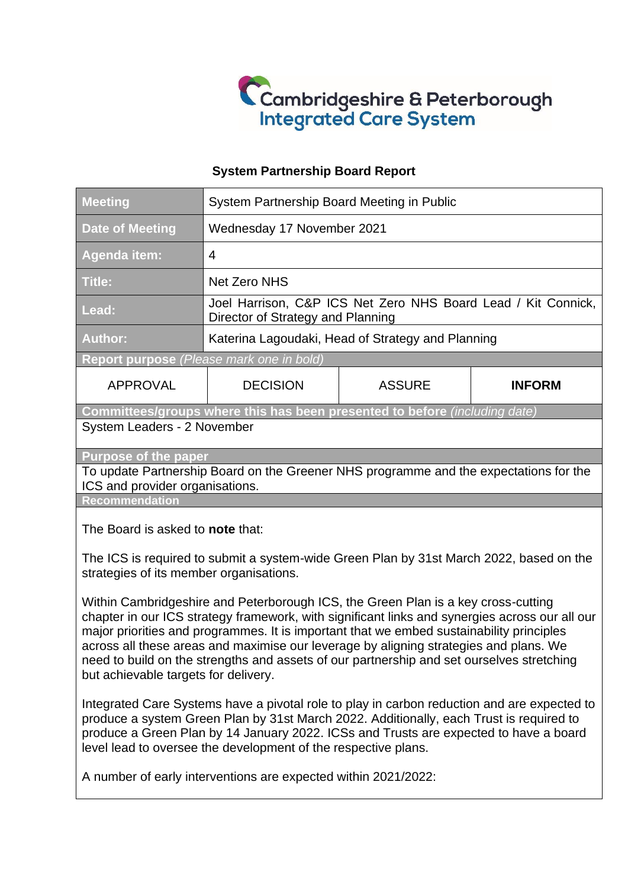Cambridgeshire & Peterborough Integrated Care System

**System Partnership Board Report**

| | | | |
|---|---|---|---|
| **Meeting** | System Partnership Board Meeting in Public | | |
| **Date of Meeting** | Wednesday 17 November 2021 | | |
| **Agenda item:** | 4 | | |
| **Title:** | Net Zero NHS | | |
| **Lead:** | Joel Harrison, C&P ICS Net Zero NHS Board Lead / Kit Connick, Director of Strategy and Planning | | |
| **Author:** | Katerina Lagoudaki, Head of Strategy and Planning | | |
| **Report purpose** *(Please mark one in bold)* | | | |
| APPROVAL | DECISION | ASSURE | **INFORM** |
| **Committees/groups where this has been presented to before** *(including date)* | | | |
| System Leaders - 2 November | | | |
| **Purpose of the paper** | | | |
| To update Partnership Board on the Greener NHS programme and the expectations for the ICS and provider organisations. | | | |
| **Recommendation** | | | |

The Board is asked to **note** that:

The ICS is required to submit a system-wide Green Plan by 31st March 2022, based on the strategies of its member organisations.

Within Cambridgeshire and Peterborough ICS, the Green Plan is a key cross-cutting chapter in our ICS strategy framework, with significant links and synergies across our all our major priorities and programmes. It is important that we embed sustainability principles across all these areas and maximise our leverage by aligning strategies and plans. We need to build on the strengths and assets of our partnership and set ourselves stretching but achievable targets for delivery.

Integrated Care Systems have a pivotal role to play in carbon reduction and are expected to produce a system Green Plan by 31st March 2022. Additionally, each Trust is required to produce a Green Plan by 14 January 2022. ICSs and Trusts are expected to have a board level lead to oversee the development of the respective plans.

A number of early interventions are expected within 2021/2022: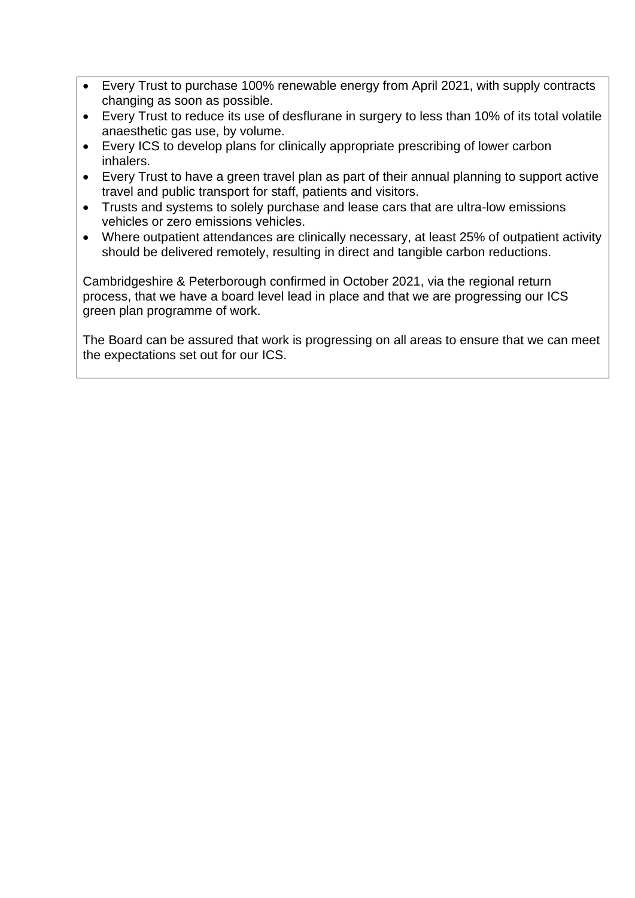- Every Trust to purchase 100% renewable energy from April 2021, with supply contracts changing as soon as possible.
- Every Trust to reduce its use of desflurane in surgery to less than 10% of its total volatile anaesthetic gas use, by volume.
- Every ICS to develop plans for clinically appropriate prescribing of lower carbon inhalers.
- Every Trust to have a green travel plan as part of their annual planning to support active travel and public transport for staff, patients and visitors.
- Trusts and systems to solely purchase and lease cars that are ultra-low emissions vehicles or zero emissions vehicles.
- Where outpatient attendances are clinically necessary, at least 25% of outpatient activity should be delivered remotely, resulting in direct and tangible carbon reductions.

Cambridgeshire & Peterborough confirmed in October 2021, via the regional return process, that we have a board level lead in place and that we are progressing our ICS green plan programme of work.

The Board can be assured that work is progressing on all areas to ensure that we can meet the expectations set out for our ICS.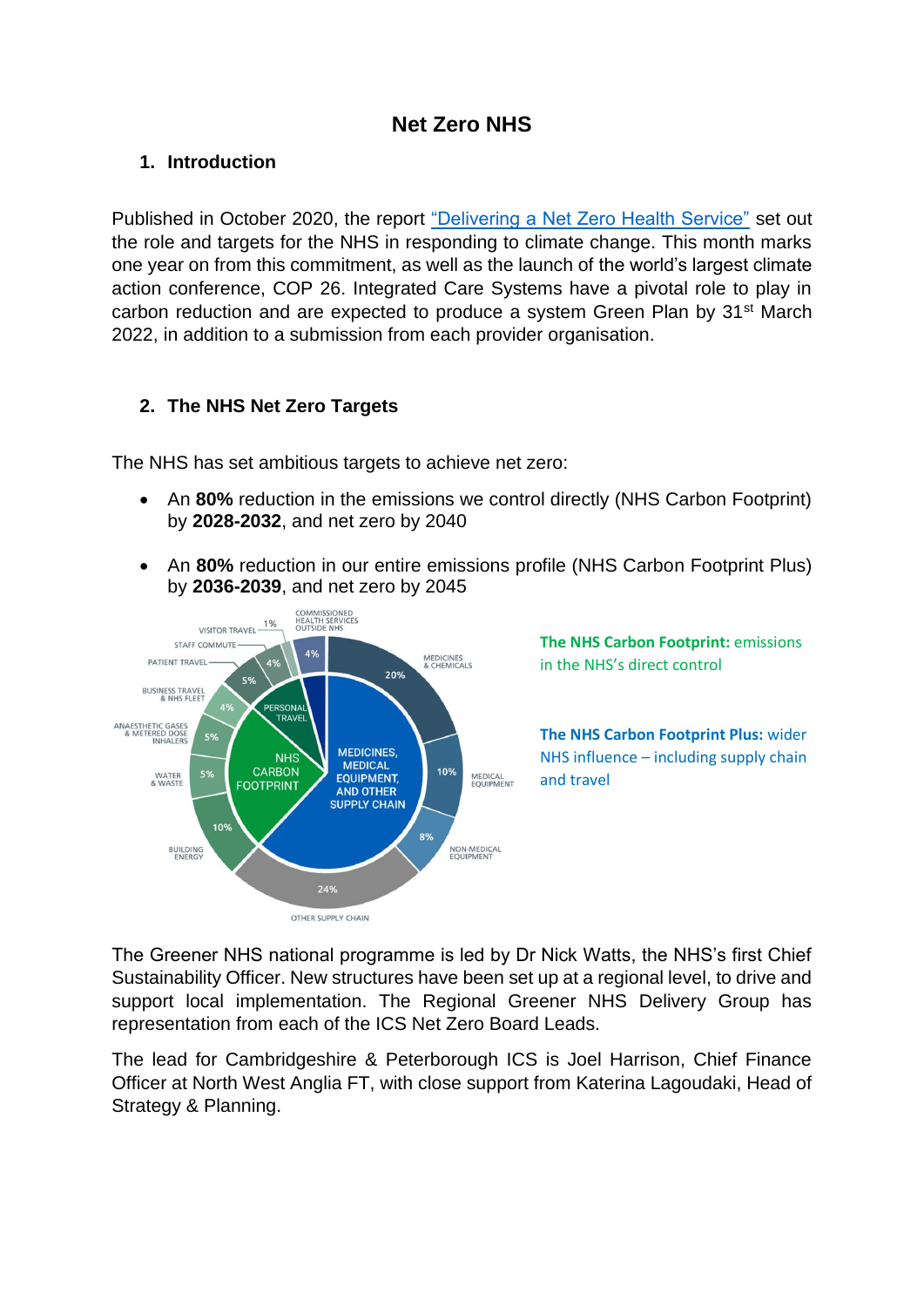# Net Zero NHS

## 1. Introduction

Published in October 2020, the report "Delivering a Net Zero Health Service" set out the role and targets for the NHS in responding to climate change. This month marks one year on from this commitment, as well as the launch of the world's largest climate action conference, COP 26. Integrated Care Systems have a pivotal role to play in carbon reduction and are expected to produce a system Green Plan by 31st March 2022, in addition to a submission from each provider organisation.

## 2. The NHS Net Zero Targets

The NHS has set ambitious targets to achieve net zero:

- An **80%** reduction in the emissions we control directly (NHS Carbon Footprint) by **2028-2032**, and net zero by 2040
- An **80%** reduction in our entire emissions profile (NHS Carbon Footprint Plus) by **2036-2039**, and net zero by 2045

The Greener NHS national programme is led by Dr Nick Watts, the NHS's first Chief Sustainability Officer. New structures have been set up at a regional level, to drive and support local implementation. The Regional Greener NHS Delivery Group has representation from each of the ICS Net Zero Board Leads.

The lead for Cambridgeshire & Peterborough ICS is Joel Harrison, Chief Finance Officer at North West Anglia FT, with close support from Katerina Lagoudaki, Head of Strategy & Planning.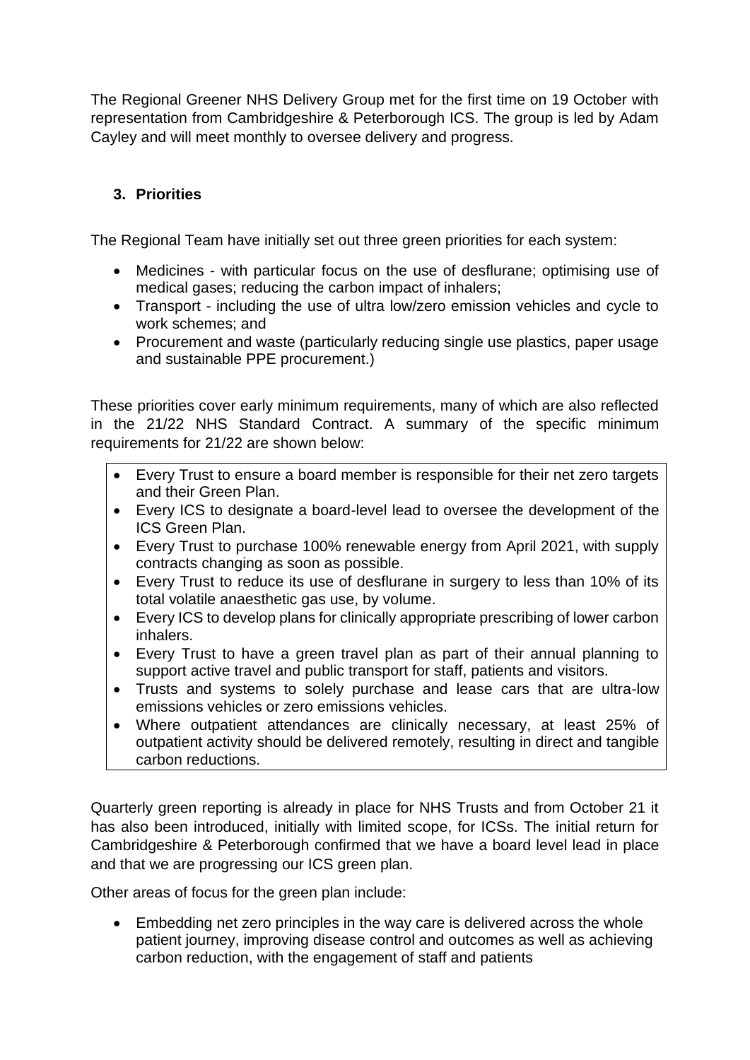The Regional Greener NHS Delivery Group met for the first time on 19 October with representation from Cambridgeshire & Peterborough ICS. The group is led by Adam Cayley and will meet monthly to oversee delivery and progress.

## 3. Priorities

The Regional Team have initially set out three green priorities for each system:

- Medicines - with particular focus on the use of desflurane; optimising use of medical gases; reducing the carbon impact of inhalers;
- Transport - including the use of ultra low/zero emission vehicles and cycle to work schemes; and
- Procurement and waste (particularly reducing single use plastics, paper usage and sustainable PPE procurement.)

These priorities cover early minimum requirements, many of which are also reflected in the 21/22 NHS Standard Contract. A summary of the specific minimum requirements for 21/22 are shown below:

- Every Trust to ensure a board member is responsible for their net zero targets and their Green Plan.
- Every ICS to designate a board-level lead to oversee the development of the ICS Green Plan.
- Every Trust to purchase 100% renewable energy from April 2021, with supply contracts changing as soon as possible.
- Every Trust to reduce its use of desflurane in surgery to less than 10% of its total volatile anaesthetic gas use, by volume.
- Every ICS to develop plans for clinically appropriate prescribing of lower carbon inhalers.
- Every Trust to have a green travel plan as part of their annual planning to support active travel and public transport for staff, patients and visitors.
- Trusts and systems to solely purchase and lease cars that are ultra-low emissions vehicles or zero emissions vehicles.
- Where outpatient attendances are clinically necessary, at least 25% of outpatient activity should be delivered remotely, resulting in direct and tangible carbon reductions.

Quarterly green reporting is already in place for NHS Trusts and from October 21 it has also been introduced, initially with limited scope, for ICSs. The initial return for Cambridgeshire & Peterborough confirmed that we have a board level lead in place and that we are progressing our ICS green plan.

Other areas of focus for the green plan include:

- Embedding net zero principles in the way care is delivered across the whole patient journey, improving disease control and outcomes as well as achieving carbon reduction, with the engagement of staff and patients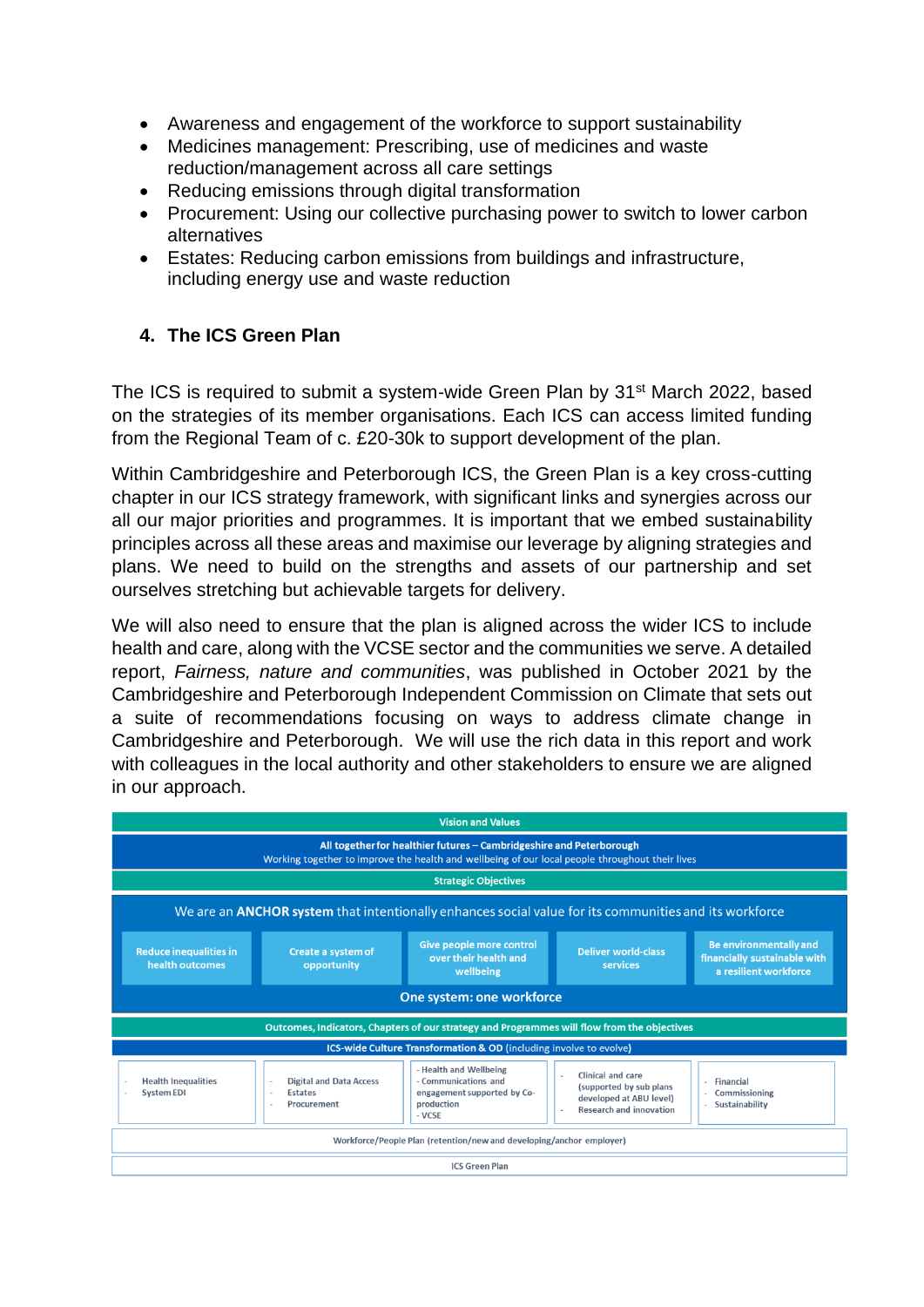- Awareness and engagement of the workforce to support sustainability
- Medicines management: Prescribing, use of medicines and waste reduction/management across all care settings
- Reducing emissions through digital transformation
- Procurement: Using our collective purchasing power to switch to lower carbon alternatives
- Estates: Reducing carbon emissions from buildings and infrastructure, including energy use and waste reduction

## 4. The ICS Green Plan

The ICS is required to submit a system-wide Green Plan by 31st March 2022, based on the strategies of its member organisations. Each ICS can access limited funding from the Regional Team of c. £20-30k to support development of the plan.

Within Cambridgeshire and Peterborough ICS, the Green Plan is a key cross-cutting chapter in our ICS strategy framework, with significant links and synergies across our all our major priorities and programmes. It is important that we embed sustainability principles across all these areas and maximise our leverage by aligning strategies and plans. We need to build on the strengths and assets of our partnership and set ourselves stretching but achievable targets for delivery.

We will also need to ensure that the plan is aligned across the wider ICS to include health and care, along with the VCSE sector and the communities we serve. A detailed report, *Fairness, nature and communities*, was published in October 2021 by the Cambridgeshire and Peterborough Independent Commission on Climate that sets out a suite of recommendations focusing on ways to address climate change in Cambridgeshire and Peterborough. We will use the rich data in this report and work with colleagues in the local authority and other stakeholders to ensure we are aligned in our approach.

| Vision and Values | | | | |
|---|---|---|---|---|
| **All together for healthier futures – Cambridgeshire and Peterborough**<br>Working together to improve the health and wellbeing of our local people throughout their lives | | | | |
| **Strategic Objectives** | | | | |
| We are an **ANCHOR system** that intentionally enhances social value for its communities and its workforce | | | | |
| Reduce inequalities in health outcomes | Create a system of opportunity | Give people more control over their health and wellbeing | Deliver world-class services | Be environmentally and financially sustainable with a resilient workforce |
| **One system: one workforce** | | | | |
| **Outcomes, Indicators, Chapters of our strategy and Programmes will flow from the objectives** | | | | |
| **ICS-wide Culture Transformation & OD** (including involve to evolve) | | | | |
| - Health Inequalities<br>- System EDI | - Digital and Data Access<br>- Estates<br>- Procurement | - Health and Wellbeing<br>- Communications and engagement supported by Co-production<br>- VCSE | - Clinical and care (supported by sub plans developed at ABU level)<br>- Research and innovation | - Financial<br>- Commissioning<br>- Sustainability |
| Workforce/People Plan (retention/new and developing/anchor employer) | | | | |
| ICS Green Plan | | | | |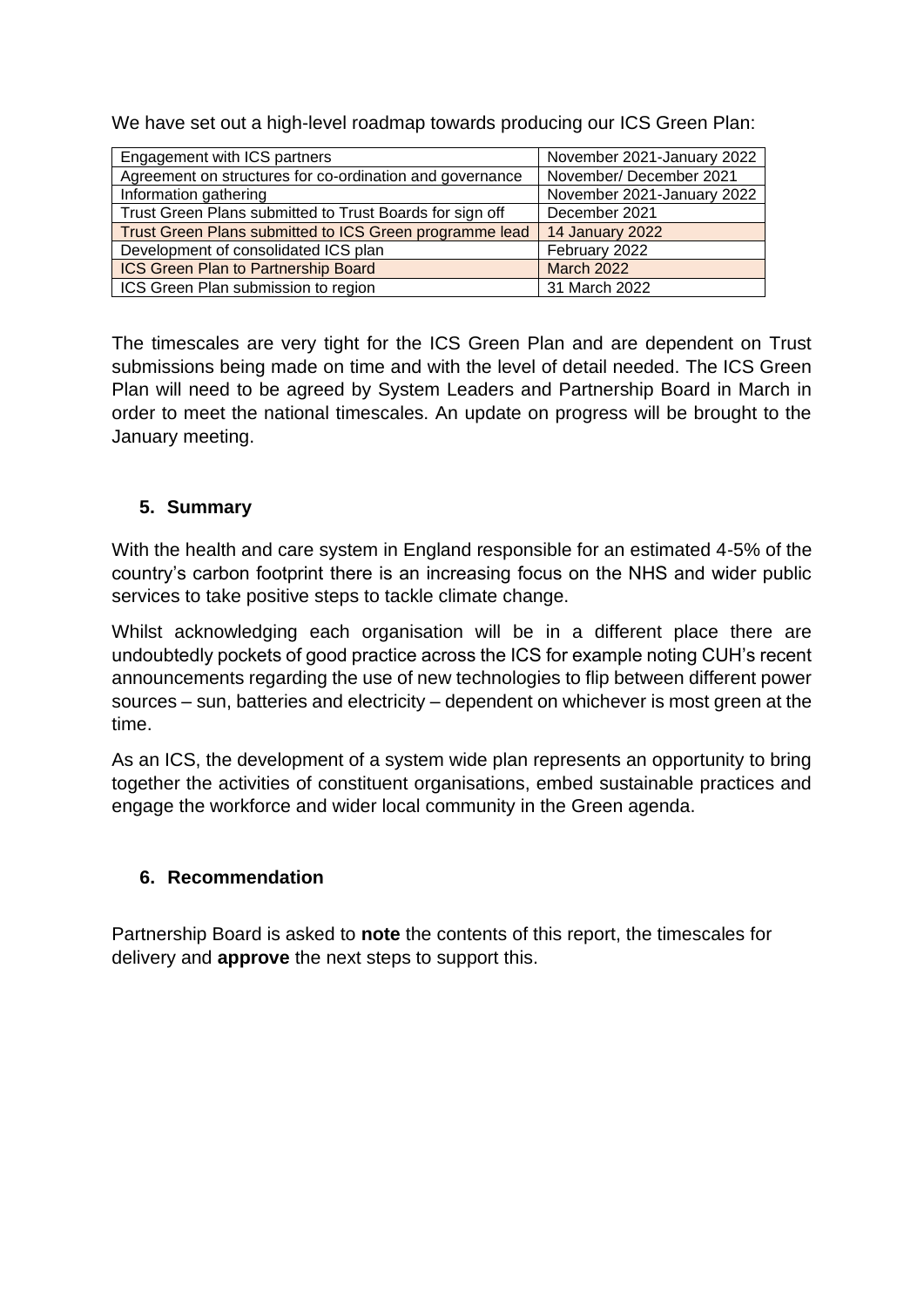We have set out a high-level roadmap towards producing our ICS Green Plan:

| | |
|---|---|
| Engagement with ICS partners | November 2021-January 2022 |
| Agreement on structures for co-ordination and governance | November/ December 2021 |
| Information gathering | November 2021-January 2022 |
| Trust Green Plans submitted to Trust Boards for sign off | December 2021 |
| Trust Green Plans submitted to ICS Green programme lead | 14 January 2022 |
| Development of consolidated ICS plan | February 2022 |
| ICS Green Plan to Partnership Board | March 2022 |
| ICS Green Plan submission to region | 31 March 2022 |

The timescales are very tight for the ICS Green Plan and are dependent on Trust submissions being made on time and with the level of detail needed. The ICS Green Plan will need to be agreed by System Leaders and Partnership Board in March in order to meet the national timescales. An update on progress will be brought to the January meeting.

## 5. Summary

With the health and care system in England responsible for an estimated 4-5% of the country's carbon footprint there is an increasing focus on the NHS and wider public services to take positive steps to tackle climate change.

Whilst acknowledging each organisation will be in a different place there are undoubtedly pockets of good practice across the ICS for example noting CUH's recent announcements regarding the use of new technologies to flip between different power sources – sun, batteries and electricity – dependent on whichever is most green at the time.

As an ICS, the development of a system wide plan represents an opportunity to bring together the activities of constituent organisations, embed sustainable practices and engage the workforce and wider local community in the Green agenda.

## 6. Recommendation

Partnership Board is asked to **note** the contents of this report, the timescales for delivery and **approve** the next steps to support this.